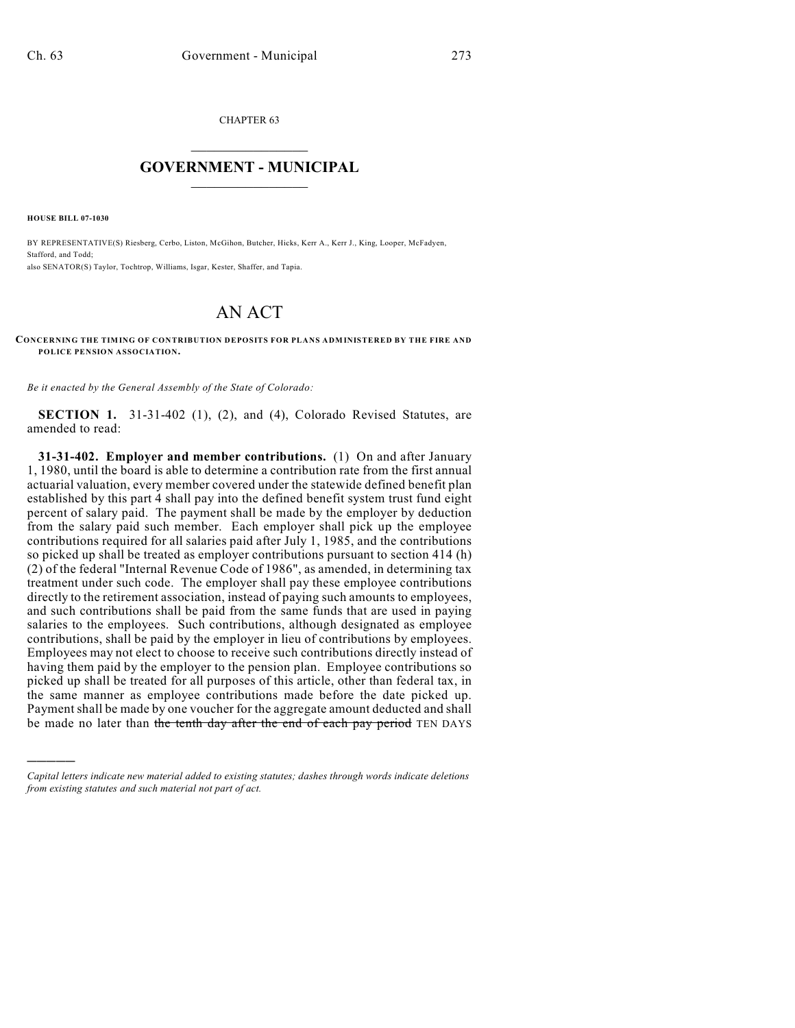CHAPTER 63

# GOVERNMENT - MUNICIPAL

**HOUSE BILL 07-1030**

BY REPRESENTATIVE(S) Riesberg, Cerbo, Liston, McGihon, Butcher, Hicks, Kerr A., Kerr J., King, Looper, McFadyen, Stafford, and Todd;
also SENATOR(S) Taylor, Tochtrop, Williams, Isgar, Kester, Shaffer, and Tapia.

# AN ACT

**CONCERNING THE TIMING OF CONTRIBUTION DEPOSITS FOR PLANS ADMINISTERED BY THE FIRE AND POLICE PENSION ASSOCIATION.**

*Be it enacted by the General Assembly of the State of Colorado:*

**SECTION 1.** 31-31-402 (1), (2), and (4), Colorado Revised Statutes, are amended to read:

**31-31-402. Employer and member contributions.** (1) On and after January 1, 1980, until the board is able to determine a contribution rate from the first annual actuarial valuation, every member covered under the statewide defined benefit plan established by this part 4 shall pay into the defined benefit system trust fund eight percent of salary paid. The payment shall be made by the employer by deduction from the salary paid such member. Each employer shall pick up the employee contributions required for all salaries paid after July 1, 1985, and the contributions so picked up shall be treated as employer contributions pursuant to section 414 (h) (2) of the federal "Internal Revenue Code of 1986", as amended, in determining tax treatment under such code. The employer shall pay these employee contributions directly to the retirement association, instead of paying such amounts to employees, and such contributions shall be paid from the same funds that are used in paying salaries to the employees. Such contributions, although designated as employee contributions, shall be paid by the employer in lieu of contributions by employees. Employees may not elect to choose to receive such contributions directly instead of having them paid by the employer to the pension plan. Employee contributions so picked up shall be treated for all purposes of this article, other than federal tax, in the same manner as employee contributions made before the date picked up. Payment shall be made by one voucher for the aggregate amount deducted and shall be made no later than ~~the tenth day after the end of each pay period~~ TEN DAYS

*Capital letters indicate new material added to existing statutes; dashes through words indicate deletions from existing statutes and such material not part of act.*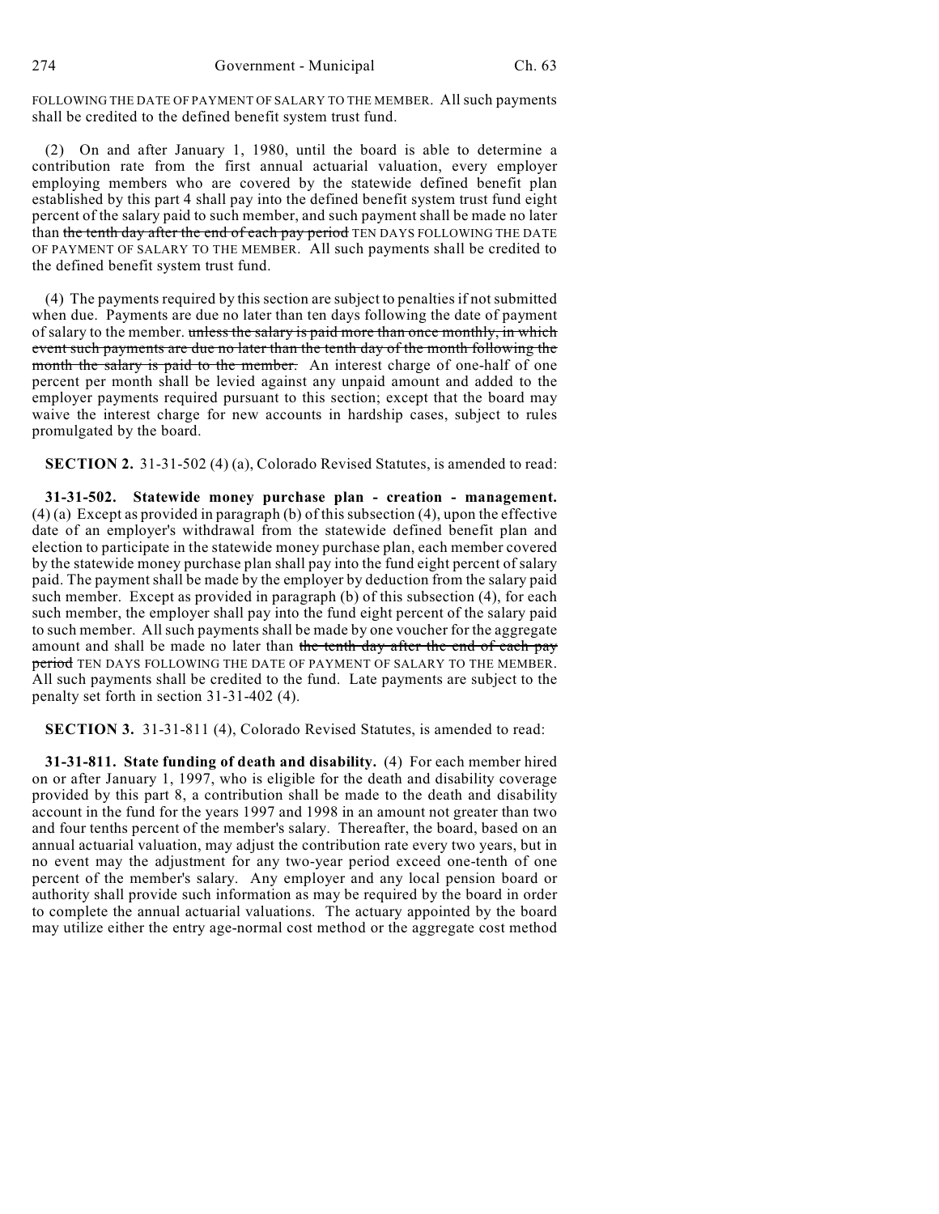FOLLOWING THE DATE OF PAYMENT OF SALARY TO THE MEMBER. All such payments shall be credited to the defined benefit system trust fund.

(2) On and after January 1, 1980, until the board is able to determine a contribution rate from the first annual actuarial valuation, every employer employing members who are covered by the statewide defined benefit plan established by this part 4 shall pay into the defined benefit system trust fund eight percent of the salary paid to such member, and such payment shall be made no later than ~~the tenth day after the end of each pay period~~ TEN DAYS FOLLOWING THE DATE OF PAYMENT OF SALARY TO THE MEMBER. All such payments shall be credited to the defined benefit system trust fund.

(4) The payments required by this section are subject to penalties if not submitted when due. Payments are due no later than ten days following the date of payment of salary to the member. ~~unless the salary is paid more than once monthly, in which event such payments are due no later than the tenth day of the month following the month the salary is paid to the member.~~ An interest charge of one-half of one percent per month shall be levied against any unpaid amount and added to the employer payments required pursuant to this section; except that the board may waive the interest charge for new accounts in hardship cases, subject to rules promulgated by the board.

**SECTION 2.** 31-31-502 (4) (a), Colorado Revised Statutes, is amended to read:

**31-31-502. Statewide money purchase plan - creation - management.** (4) (a) Except as provided in paragraph (b) of this subsection (4), upon the effective date of an employer's withdrawal from the statewide defined benefit plan and election to participate in the statewide money purchase plan, each member covered by the statewide money purchase plan shall pay into the fund eight percent of salary paid. The payment shall be made by the employer by deduction from the salary paid such member. Except as provided in paragraph (b) of this subsection (4), for each such member, the employer shall pay into the fund eight percent of the salary paid to such member. All such payments shall be made by one voucher for the aggregate amount and shall be made no later than ~~the tenth day after the end of each pay period~~ TEN DAYS FOLLOWING THE DATE OF PAYMENT OF SALARY TO THE MEMBER. All such payments shall be credited to the fund. Late payments are subject to the penalty set forth in section 31-31-402 (4).

**SECTION 3.** 31-31-811 (4), Colorado Revised Statutes, is amended to read:

**31-31-811. State funding of death and disability.** (4) For each member hired on or after January 1, 1997, who is eligible for the death and disability coverage provided by this part 8, a contribution shall be made to the death and disability account in the fund for the years 1997 and 1998 in an amount not greater than two and four tenths percent of the member's salary. Thereafter, the board, based on an annual actuarial valuation, may adjust the contribution rate every two years, but in no event may the adjustment for any two-year period exceed one-tenth of one percent of the member's salary. Any employer and any local pension board or authority shall provide such information as may be required by the board in order to complete the annual actuarial valuations. The actuary appointed by the board may utilize either the entry age-normal cost method or the aggregate cost method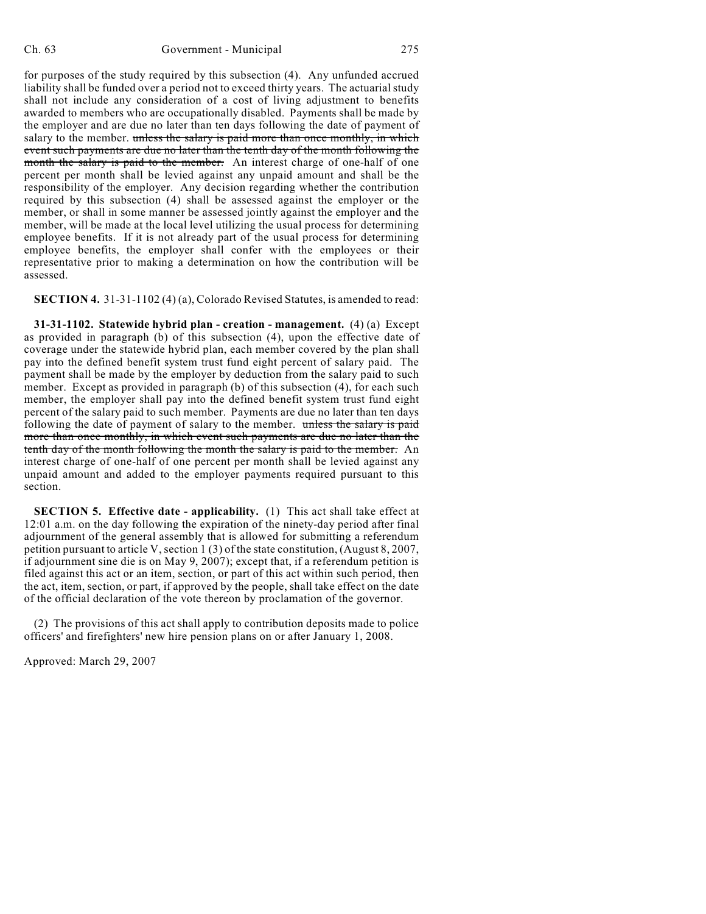for purposes of the study required by this subsection (4). Any unfunded accrued liability shall be funded over a period not to exceed thirty years. The actuarial study shall not include any consideration of a cost of living adjustment to benefits awarded to members who are occupationally disabled. Payments shall be made by the employer and are due no later than ten days following the date of payment of salary to the member. ~~unless the salary is paid more than once monthly, in which event such payments are due no later than the tenth day of the month following the month the salary is paid to the member.~~ An interest charge of one-half of one percent per month shall be levied against any unpaid amount and shall be the responsibility of the employer. Any decision regarding whether the contribution required by this subsection (4) shall be assessed against the employer or the member, or shall in some manner be assessed jointly against the employer and the member, will be made at the local level utilizing the usual process for determining employee benefits. If it is not already part of the usual process for determining employee benefits, the employer shall confer with the employees or their representative prior to making a determination on how the contribution will be assessed.

**SECTION 4.** 31-31-1102 (4) (a), Colorado Revised Statutes, is amended to read:

**31-31-1102. Statewide hybrid plan - creation - management.** (4) (a) Except as provided in paragraph (b) of this subsection (4), upon the effective date of coverage under the statewide hybrid plan, each member covered by the plan shall pay into the defined benefit system trust fund eight percent of salary paid. The payment shall be made by the employer by deduction from the salary paid to such member. Except as provided in paragraph (b) of this subsection (4), for each such member, the employer shall pay into the defined benefit system trust fund eight percent of the salary paid to such member. Payments are due no later than ten days following the date of payment of salary to the member. ~~unless the salary is paid more than once monthly, in which event such payments are due no later than the tenth day of the month following the month the salary is paid to the member.~~ An interest charge of one-half of one percent per month shall be levied against any unpaid amount and added to the employer payments required pursuant to this section.

**SECTION 5. Effective date - applicability.** (1) This act shall take effect at 12:01 a.m. on the day following the expiration of the ninety-day period after final adjournment of the general assembly that is allowed for submitting a referendum petition pursuant to article V, section 1 (3) of the state constitution, (August 8, 2007, if adjournment sine die is on May 9, 2007); except that, if a referendum petition is filed against this act or an item, section, or part of this act within such period, then the act, item, section, or part, if approved by the people, shall take effect on the date of the official declaration of the vote thereon by proclamation of the governor.

(2) The provisions of this act shall apply to contribution deposits made to police officers' and firefighters' new hire pension plans on or after January 1, 2008.

Approved: March 29, 2007